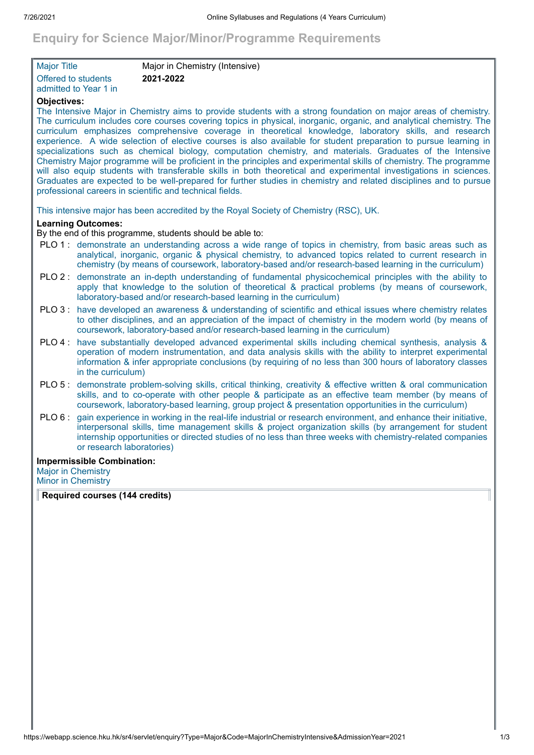# Enquiry for Science Major/Minor/Programme Requirements

| | |
|---|---|
| Major Title | Major in Chemistry (Intensive) |
| Offered to students admitted to Year 1 in | **2021-2022** |

**Objectives:**

The Intensive Major in Chemistry aims to provide students with a strong foundation on major areas of chemistry. The curriculum includes core courses covering topics in physical, inorganic, organic, and analytical chemistry. The curriculum emphasizes comprehensive coverage in theoretical knowledge, laboratory skills, and research experience. A wide selection of elective courses is also available for student preparation to pursue learning in specializations such as chemical biology, computation chemistry, and materials. Graduates of the Intensive Chemistry Major programme will be proficient in the principles and experimental skills of chemistry. The programme will also equip students with transferable skills in both theoretical and experimental investigations in sciences. Graduates are expected to be well-prepared for further studies in chemistry and related disciplines and to pursue professional careers in scientific and technical fields.

This intensive major has been accredited by the Royal Society of Chemistry (RSC), UK.

**Learning Outcomes:**

By the end of this programme, students should be able to:

- PLO 1 : demonstrate an understanding across a wide range of topics in chemistry, from basic areas such as analytical, inorganic, organic & physical chemistry, to advanced topics related to current research in chemistry (by means of coursework, laboratory-based and/or research-based learning in the curriculum)
- PLO 2 : demonstrate an in-depth understanding of fundamental physicochemical principles with the ability to apply that knowledge to the solution of theoretical & practical problems (by means of coursework, laboratory-based and/or research-based learning in the curriculum)
- PLO 3 : have developed an awareness & understanding of scientific and ethical issues where chemistry relates to other disciplines, and an appreciation of the impact of chemistry in the modern world (by means of coursework, laboratory-based and/or research-based learning in the curriculum)
- PLO 4 : have substantially developed advanced experimental skills including chemical synthesis, analysis & operation of modern instrumentation, and data analysis skills with the ability to interpret experimental information & infer appropriate conclusions (by requiring of no less than 300 hours of laboratory classes in the curriculum)
- PLO 5 : demonstrate problem-solving skills, critical thinking, creativity & effective written & oral communication skills, and to co-operate with other people & participate as an effective team member (by means of coursework, laboratory-based learning, group project & presentation opportunities in the curriculum)
- PLO 6 : gain experience in working in the real-life industrial or research environment, and enhance their initiative, interpersonal skills, time management skills & project organization skills (by arrangement for student internship opportunities or directed studies of no less than three weeks with chemistry-related companies or research laboratories)

**Impermissible Combination:**

Major in Chemistry
Minor in Chemistry

**Required courses (144 credits)**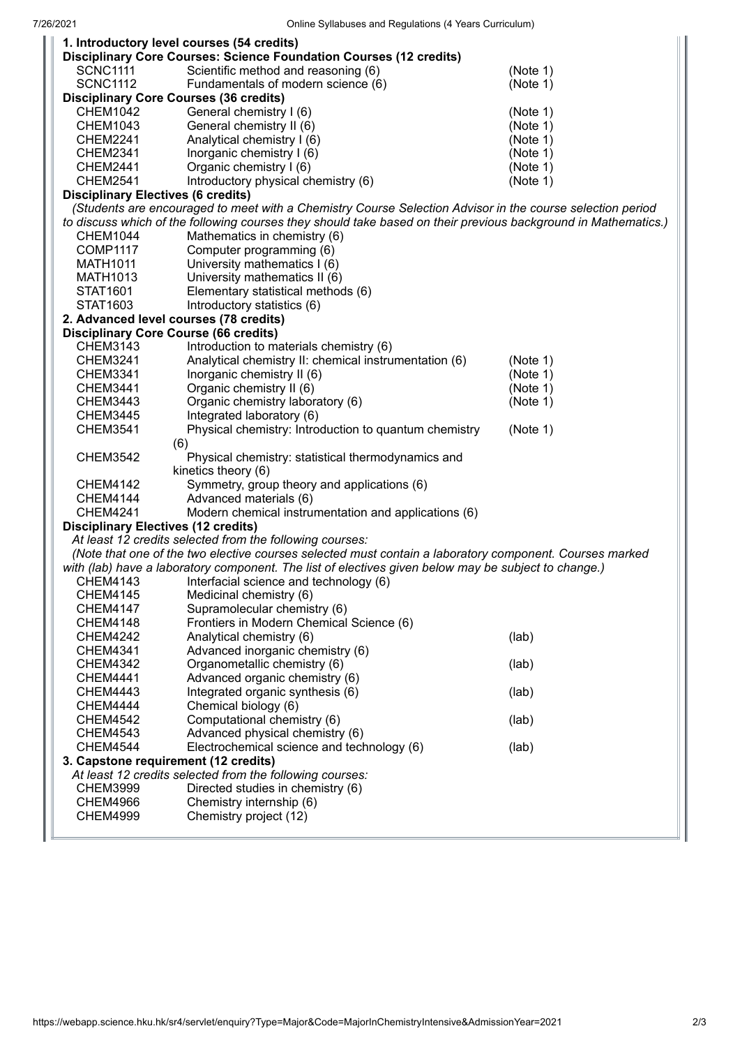### 1. Introductory level courses (54 credits)

**Disciplinary Core Courses: Science Foundation Courses (12 credits)**

| | | |
|---|---|---|
| SCNC1111 | Scientific method and reasoning (6) | (Note 1) |
| SCNC1112 | Fundamentals of modern science (6) | (Note 1) |

**Disciplinary Core Courses (36 credits)**

| | | |
|---|---|---|
| CHEM1042 | General chemistry I (6) | (Note 1) |
| CHEM1043 | General chemistry II (6) | (Note 1) |
| CHEM2241 | Analytical chemistry I (6) | (Note 1) |
| CHEM2341 | Inorganic chemistry I (6) | (Note 1) |
| CHEM2441 | Organic chemistry I (6) | (Note 1) |
| CHEM2541 | Introductory physical chemistry (6) | (Note 1) |

**Disciplinary Electives (6 credits)**

*(Students are encouraged to meet with a Chemistry Course Selection Advisor in the course selection period to discuss which of the following courses they should take based on their previous background in Mathematics.)*

| | |
|---|---|
| CHEM1044 | Mathematics in chemistry (6) |
| COMP1117 | Computer programming (6) |
| MATH1011 | University mathematics I (6) |
| MATH1013 | University mathematics II (6) |
| STAT1601 | Elementary statistical methods (6) |
| STAT1603 | Introductory statistics (6) |

### 2. Advanced level courses (78 credits)

**Disciplinary Core Course (66 credits)**

| | | |
|---|---|---|
| CHEM3143 | Introduction to materials chemistry (6) | |
| CHEM3241 | Analytical chemistry II: chemical instrumentation (6) | (Note 1) |
| CHEM3341 | Inorganic chemistry II (6) | (Note 1) |
| CHEM3441 | Organic chemistry II (6) | (Note 1) |
| CHEM3443 | Organic chemistry laboratory (6) | (Note 1) |
| CHEM3445 | Integrated laboratory (6) | |
| CHEM3541 | Physical chemistry: Introduction to quantum chemistry (6) | (Note 1) |
| CHEM3542 | Physical chemistry: statistical thermodynamics and kinetics theory (6) | |
| CHEM4142 | Symmetry, group theory and applications (6) | |
| CHEM4144 | Advanced materials (6) | |
| CHEM4241 | Modern chemical instrumentation and applications (6) | |

**Disciplinary Electives (12 credits)**

*At least 12 credits selected from the following courses:*

*(Note that one of the two elective courses selected must contain a laboratory component. Courses marked with (lab) have a laboratory component. The list of electives given below may be subject to change.)*

| | | |
|---|---|---|
| CHEM4143 | Interfacial science and technology (6) | |
| CHEM4145 | Medicinal chemistry (6) | |
| CHEM4147 | Supramolecular chemistry (6) | |
| CHEM4148 | Frontiers in Modern Chemical Science (6) | |
| CHEM4242 | Analytical chemistry (6) | (lab) |
| CHEM4341 | Advanced inorganic chemistry (6) | |
| CHEM4342 | Organometallic chemistry (6) | (lab) |
| CHEM4441 | Advanced organic chemistry (6) | |
| CHEM4443 | Integrated organic synthesis (6) | (lab) |
| CHEM4444 | Chemical biology (6) | |
| CHEM4542 | Computational chemistry (6) | (lab) |
| CHEM4543 | Advanced physical chemistry (6) | |
| CHEM4544 | Electrochemical science and technology (6) | (lab) |

### 3. Capstone requirement (12 credits)

*At least 12 credits selected from the following courses:*

| | |
|---|---|
| CHEM3999 | Directed studies in chemistry (6) |
| CHEM4966 | Chemistry internship (6) |
| CHEM4999 | Chemistry project (12) |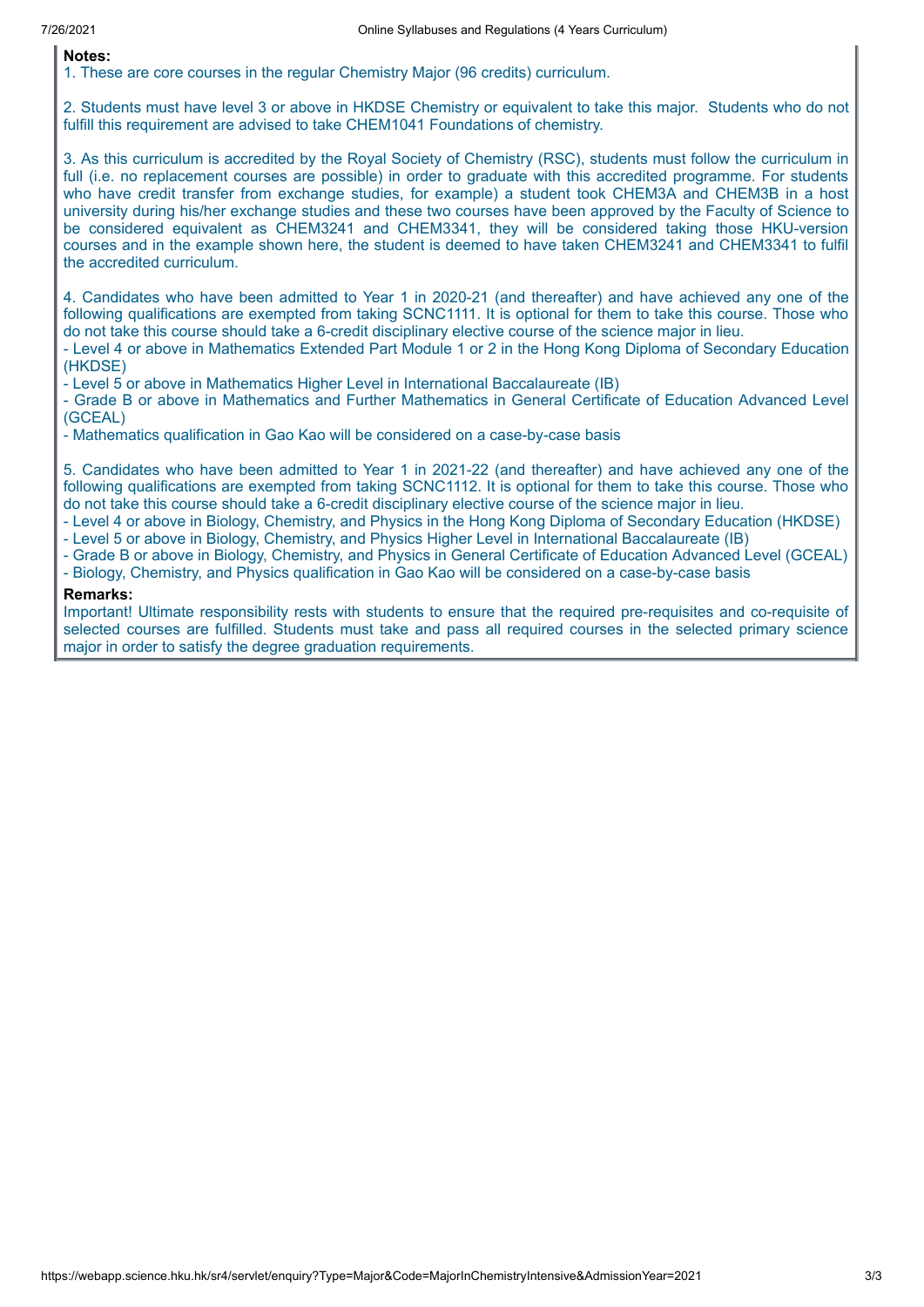**Notes:**

1. These are core courses in the regular Chemistry Major (96 credits) curriculum.

2. Students must have level 3 or above in HKDSE Chemistry or equivalent to take this major. Students who do not fulfill this requirement are advised to take CHEM1041 Foundations of chemistry.

3. As this curriculum is accredited by the Royal Society of Chemistry (RSC), students must follow the curriculum in full (i.e. no replacement courses are possible) in order to graduate with this accredited programme. For students who have credit transfer from exchange studies, for example) a student took CHEM3A and CHEM3B in a host university during his/her exchange studies and these two courses have been approved by the Faculty of Science to be considered equivalent as CHEM3241 and CHEM3341, they will be considered taking those HKU-version courses and in the example shown here, the student is deemed to have taken CHEM3241 and CHEM3341 to fulfil the accredited curriculum.

4. Candidates who have been admitted to Year 1 in 2020-21 (and thereafter) and have achieved any one of the following qualifications are exempted from taking SCNC1111. It is optional for them to take this course. Those who do not take this course should take a 6-credit disciplinary elective course of the science major in lieu.
- Level 4 or above in Mathematics Extended Part Module 1 or 2 in the Hong Kong Diploma of Secondary Education (HKDSE)
- Level 5 or above in Mathematics Higher Level in International Baccalaureate (IB)
- Grade B or above in Mathematics and Further Mathematics in General Certificate of Education Advanced Level (GCEAL)
- Mathematics qualification in Gao Kao will be considered on a case-by-case basis

5. Candidates who have been admitted to Year 1 in 2021-22 (and thereafter) and have achieved any one of the following qualifications are exempted from taking SCNC1112. It is optional for them to take this course. Those who do not take this course should take a 6-credit disciplinary elective course of the science major in lieu.
- Level 4 or above in Biology, Chemistry, and Physics in the Hong Kong Diploma of Secondary Education (HKDSE)
- Level 5 or above in Biology, Chemistry, and Physics Higher Level in International Baccalaureate (IB)
- Grade B or above in Biology, Chemistry, and Physics in General Certificate of Education Advanced Level (GCEAL)
- Biology, Chemistry, and Physics qualification in Gao Kao will be considered on a case-by-case basis

**Remarks:**

Important! Ultimate responsibility rests with students to ensure that the required pre-requisites and co-requisite of selected courses are fulfilled. Students must take and pass all required courses in the selected primary science major in order to satisfy the degree graduation requirements.